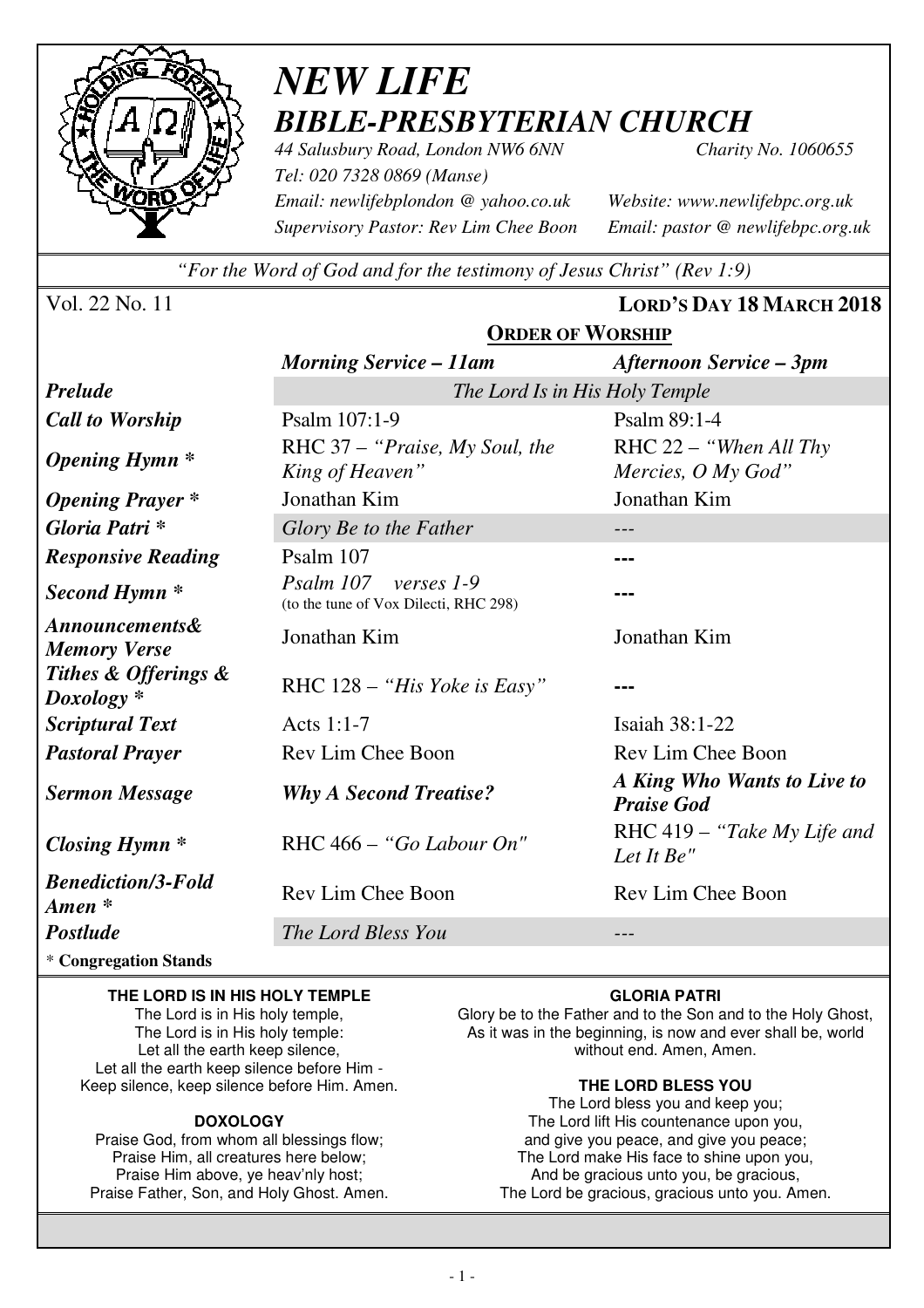# *NEW LIFE*
## *BIBLE-PRESBYTERIAN CHURCH*

*44 Salusbury Road, London NW6 6NN* *Charity No. 1060655*
*Tel: 020 7328 0869 (Manse)*
*Email: newlifebplondon @ yahoo.co.uk* *Website: www.newlifebpc.org.uk*
*Supervisory Pastor: Rev Lim Chee Boon* *Email: pastor @ newlifebpc.org.uk*

*"For the Word of God and for the testimony of Jesus Christ" (Rev 1:9)*

Vol. 22 No. 11 **LORD'S DAY 18 MARCH 2018**

## ORDER OF WORSHIP

| | *Morning Service – 11am* | *Afternoon Service – 3pm* |
|---|---|---|
| ***Prelude*** | *The Lord Is in His Holy Temple* | |
| ***Call to Worship*** | Psalm 107:1-9 | Psalm 89:1-4 |
| ***Opening Hymn **** | RHC 37 – *"Praise, My Soul, the King of Heaven"* | RHC 22 – *"When All Thy Mercies, O My God"* |
| ***Opening Prayer **** | Jonathan Kim | Jonathan Kim |
| ***Gloria Patri **** | *Glory Be to the Father* | --- |
| ***Responsive Reading*** | Psalm 107 | --- |
| ***Second Hymn **** | *Psalm 107 verses 1-9* (to the tune of Vox Dilecti, RHC 298) | --- |
| ***Announcements& Memory Verse*** | Jonathan Kim | Jonathan Kim |
| ***Tithes & Offerings & Doxology **** | RHC 128 – *"His Yoke is Easy"* | --- |
| ***Scriptural Text*** | Acts 1:1-7 | Isaiah 38:1-22 |
| ***Pastoral Prayer*** | Rev Lim Chee Boon | Rev Lim Chee Boon |
| ***Sermon Message*** | ***Why A Second Treatise?*** | ***A King Who Wants to Live to Praise God*** |
| ***Closing Hymn **** | RHC 466 – *"Go Labour On"* | RHC 419 – *"Take My Life and Let It Be"* |
| ***Benediction/3-Fold Amen **** | Rev Lim Chee Boon | Rev Lim Chee Boon |
| ***Postlude*** | *The Lord Bless You* | --- |

\* **Congregation Stands**

**THE LORD IS IN HIS HOLY TEMPLE**
The Lord is in His holy temple,
The Lord is in His holy temple:
Let all the earth keep silence,
Let all the earth keep silence before Him -
Keep silence, keep silence before Him. Amen.

**DOXOLOGY**
Praise God, from whom all blessings flow;
Praise Him, all creatures here below;
Praise Him above, ye heav'nly host;
Praise Father, Son, and Holy Ghost. Amen.

**GLORIA PATRI**
Glory be to the Father and to the Son and to the Holy Ghost,
As it was in the beginning, is now and ever shall be, world without end. Amen, Amen.

**THE LORD BLESS YOU**
The Lord bless you and keep you;
The Lord lift His countenance upon you,
and give you peace, and give you peace;
The Lord make His face to shine upon you,
And be gracious unto you, be gracious,
The Lord be gracious, gracious unto you. Amen.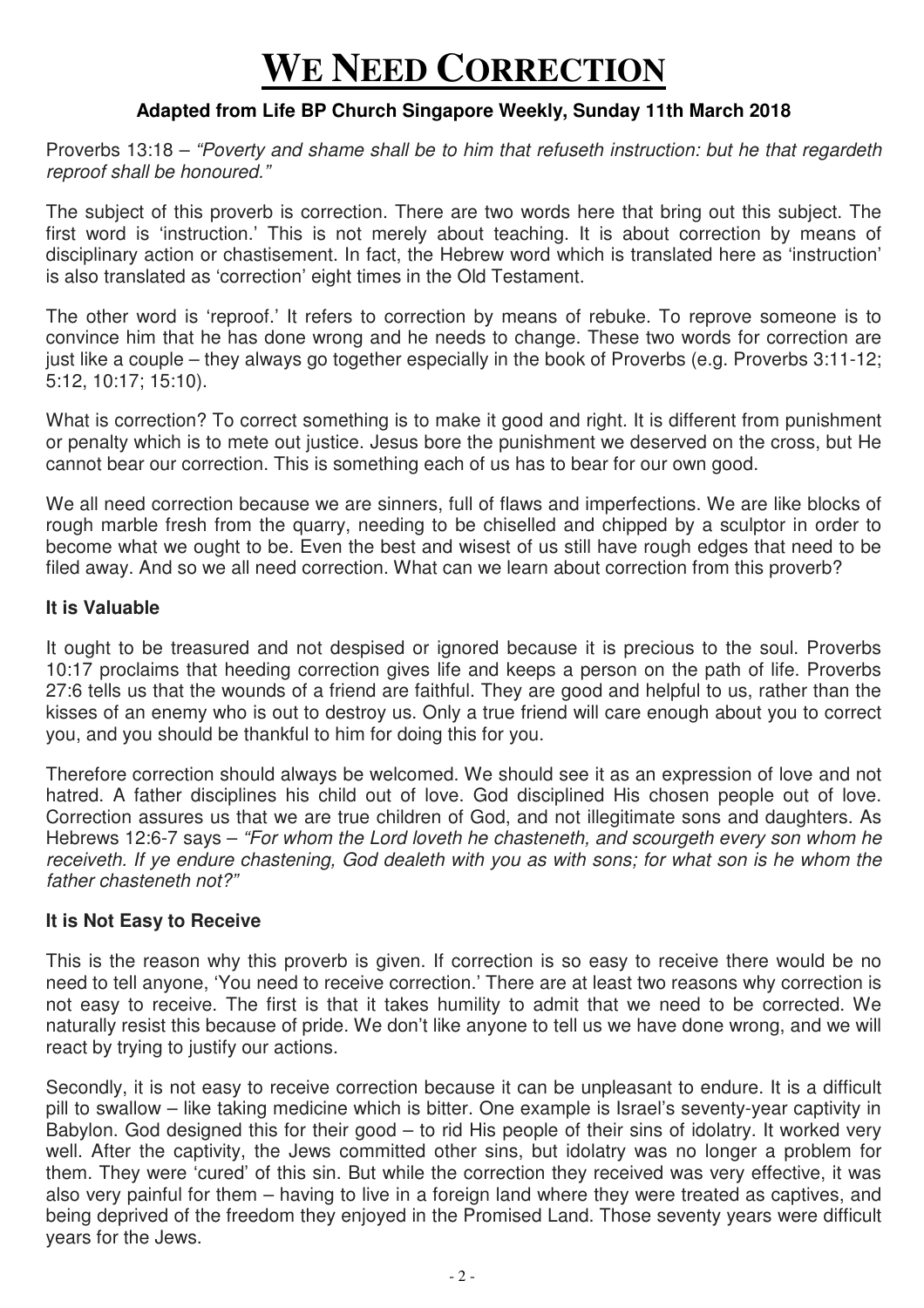# WE NEED CORRECTION

**Adapted from Life BP Church Singapore Weekly, Sunday 11th March 2018**

Proverbs 13:18 – *"Poverty and shame shall be to him that refuseth instruction: but he that regardeth reproof shall be honoured."*

The subject of this proverb is correction. There are two words here that bring out this subject. The first word is 'instruction.' This is not merely about teaching. It is about correction by means of disciplinary action or chastisement. In fact, the Hebrew word which is translated here as 'instruction' is also translated as 'correction' eight times in the Old Testament.

The other word is 'reproof.' It refers to correction by means of rebuke. To reprove someone is to convince him that he has done wrong and he needs to change. These two words for correction are just like a couple – they always go together especially in the book of Proverbs (e.g. Proverbs 3:11-12; 5:12, 10:17; 15:10).

What is correction? To correct something is to make it good and right. It is different from punishment or penalty which is to mete out justice. Jesus bore the punishment we deserved on the cross, but He cannot bear our correction. This is something each of us has to bear for our own good.

We all need correction because we are sinners, full of flaws and imperfections. We are like blocks of rough marble fresh from the quarry, needing to be chiselled and chipped by a sculptor in order to become what we ought to be. Even the best and wisest of us still have rough edges that need to be filed away. And so we all need correction. What can we learn about correction from this proverb?

### It is Valuable

It ought to be treasured and not despised or ignored because it is precious to the soul. Proverbs 10:17 proclaims that heeding correction gives life and keeps a person on the path of life. Proverbs 27:6 tells us that the wounds of a friend are faithful. They are good and helpful to us, rather than the kisses of an enemy who is out to destroy us. Only a true friend will care enough about you to correct you, and you should be thankful to him for doing this for you.

Therefore correction should always be welcomed. We should see it as an expression of love and not hatred. A father disciplines his child out of love. God disciplined His chosen people out of love. Correction assures us that we are true children of God, and not illegitimate sons and daughters. As Hebrews 12:6-7 says – *"For whom the Lord loveth he chasteneth, and scourgeth every son whom he receiveth. If ye endure chastening, God dealeth with you as with sons; for what son is he whom the father chasteneth not?"*

### It is Not Easy to Receive

This is the reason why this proverb is given. If correction is so easy to receive there would be no need to tell anyone, 'You need to receive correction.' There are at least two reasons why correction is not easy to receive. The first is that it takes humility to admit that we need to be corrected. We naturally resist this because of pride. We don't like anyone to tell us we have done wrong, and we will react by trying to justify our actions.

Secondly, it is not easy to receive correction because it can be unpleasant to endure. It is a difficult pill to swallow – like taking medicine which is bitter. One example is Israel's seventy-year captivity in Babylon. God designed this for their good – to rid His people of their sins of idolatry. It worked very well. After the captivity, the Jews committed other sins, but idolatry was no longer a problem for them. They were 'cured' of this sin. But while the correction they received was very effective, it was also very painful for them – having to live in a foreign land where they were treated as captives, and being deprived of the freedom they enjoyed in the Promised Land. Those seventy years were difficult years for the Jews.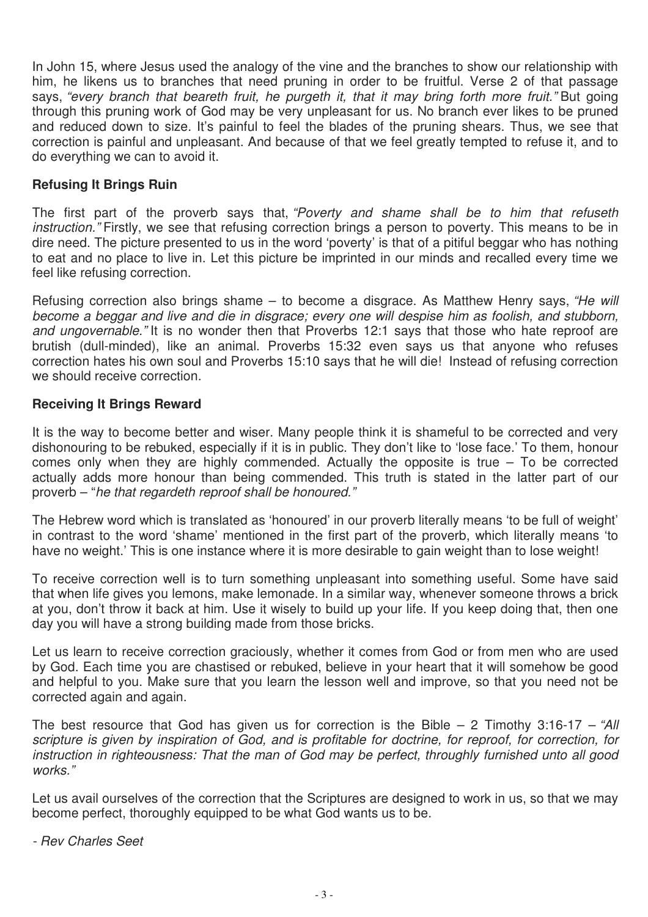In John 15, where Jesus used the analogy of the vine and the branches to show our relationship with him, he likens us to branches that need pruning in order to be fruitful. Verse 2 of that passage says, *"every branch that beareth fruit, he purgeth it, that it may bring forth more fruit."* But going through this pruning work of God may be very unpleasant for us. No branch ever likes to be pruned and reduced down to size. It's painful to feel the blades of the pruning shears. Thus, we see that correction is painful and unpleasant. And because of that we feel greatly tempted to refuse it, and to do everything we can to avoid it.

**Refusing It Brings Ruin**

The first part of the proverb says that, *"Poverty and shame shall be to him that refuseth instruction."* Firstly, we see that refusing correction brings a person to poverty. This means to be in dire need. The picture presented to us in the word 'poverty' is that of a pitiful beggar who has nothing to eat and no place to live in. Let this picture be imprinted in our minds and recalled every time we feel like refusing correction.

Refusing correction also brings shame – to become a disgrace. As Matthew Henry says, *"He will become a beggar and live and die in disgrace; every one will despise him as foolish, and stubborn, and ungovernable."* It is no wonder then that Proverbs 12:1 says that those who hate reproof are brutish (dull-minded), like an animal. Proverbs 15:32 even says us that anyone who refuses correction hates his own soul and Proverbs 15:10 says that he will die! Instead of refusing correction we should receive correction.

**Receiving It Brings Reward**

It is the way to become better and wiser. Many people think it is shameful to be corrected and very dishonouring to be rebuked, especially if it is in public. They don't like to 'lose face.' To them, honour comes only when they are highly commended. Actually the opposite is true – To be corrected actually adds more honour than being commended. This truth is stated in the latter part of our proverb – "*he that regardeth reproof shall be honoured."*

The Hebrew word which is translated as 'honoured' in our proverb literally means 'to be full of weight' in contrast to the word 'shame' mentioned in the first part of the proverb, which literally means 'to have no weight.' This is one instance where it is more desirable to gain weight than to lose weight!

To receive correction well is to turn something unpleasant into something useful. Some have said that when life gives you lemons, make lemonade. In a similar way, whenever someone throws a brick at you, don't throw it back at him. Use it wisely to build up your life. If you keep doing that, then one day you will have a strong building made from those bricks.

Let us learn to receive correction graciously, whether it comes from God or from men who are used by God. Each time you are chastised or rebuked, believe in your heart that it will somehow be good and helpful to you. Make sure that you learn the lesson well and improve, so that you need not be corrected again and again.

The best resource that God has given us for correction is the Bible – 2 Timothy 3:16-17 – *"All scripture is given by inspiration of God, and is profitable for doctrine, for reproof, for correction, for instruction in righteousness: That the man of God may be perfect, throughly furnished unto all good works."*

Let us avail ourselves of the correction that the Scriptures are designed to work in us, so that we may become perfect, thoroughly equipped to be what God wants us to be.

*- Rev Charles Seet*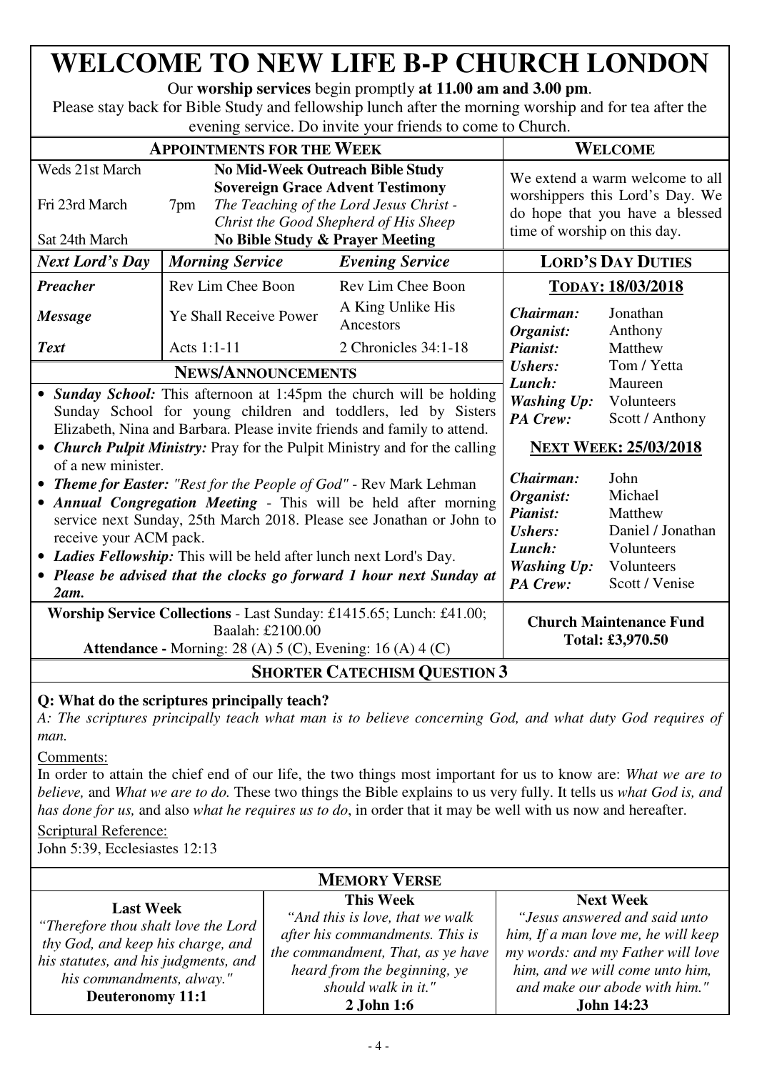# WELCOME TO NEW LIFE B-P CHURCH LONDON

Our **worship services** begin promptly **at 11.00 am and 3.00 pm**.
Please stay back for Bible Study and fellowship lunch after the morning worship and for tea after the evening service. Do invite your friends to come to Church.

## APPOINTMENTS FOR THE WEEK

| | | |
|---|---|---|
| Weds 21st March | | **No Mid-Week Outreach Bible Study** |
| | | **Sovereign Grace Advent Testimony** |
| Fri 23rd March | 7pm | *The Teaching of the Lord Jesus Christ - Christ the Good Shepherd of His Sheep* |
| Sat 24th March | | **No Bible Study & Prayer Meeting** |

| ***Next Lord's Day*** | ***Morning Service*** | ***Evening Service*** |
|---|---|---|
| ***Preacher*** | Rev Lim Chee Boon | Rev Lim Chee Boon |
| ***Message*** | Ye Shall Receive Power | A King Unlike His Ancestors |
| ***Text*** | Acts 1:1-11 | 2 Chronicles 34:1-18 |

## WELCOME

We extend a warm welcome to all worshippers this Lord's Day. We do hope that you have a blessed time of worship on this day.

## NEWS/ANNOUNCEMENTS

- ***Sunday School:*** This afternoon at 1:45pm the church will be holding Sunday School for young children and toddlers, led by Sisters Elizabeth, Nina and Barbara. Please invite friends and family to attend.
- ***Church Pulpit Ministry:*** Pray for the Pulpit Ministry and for the calling of a new minister.
- ***Theme for Easter:*** *"Rest for the People of God"* - Rev Mark Lehman
- ***Annual Congregation Meeting*** - This will be held after morning service next Sunday, 25th March 2018. Please see Jonathan or John to receive your ACM pack.
- ***Ladies Fellowship:*** This will be held after lunch next Lord's Day.
- ***Please be advised that the clocks go forward 1 hour next Sunday at 2am.***

**Worship Service Collections** - Last Sunday: £1415.65; Lunch: £41.00; Baalah: £2100.00
**Attendance -** Morning: 28 (A) 5 (C), Evening: 16 (A) 4 (C)

## LORD'S DAY DUTIES

**TODAY: 18/03/2018**

| | |
|---|---|
| ***Chairman:*** | Jonathan |
| ***Organist:*** | Anthony |
| ***Pianist:*** | Matthew |
| ***Ushers:*** | Tom / Yetta |
| ***Lunch:*** | Maureen |
| ***Washing Up:*** | Volunteers |
| ***PA Crew:*** | Scott / Anthony |

**NEXT WEEK: 25/03/2018**

| | |
|---|---|
| ***Chairman:*** | John |
| ***Organist:*** | Michael |
| ***Pianist:*** | Matthew |
| ***Ushers:*** | Daniel / Jonathan |
| ***Lunch:*** | Volunteers |
| ***Washing Up:*** | Volunteers |
| ***PA Crew:*** | Scott / Venise |

**Church Maintenance Fund**
**Total: £3,970.50**

## SHORTER CATECHISM QUESTION 3

**Q: What do the scriptures principally teach?**

*A: The scriptures principally teach what man is to believe concerning God, and what duty God requires of man.*

Comments:

In order to attain the chief end of our life, the two things most important for us to know are: *What we are to believe,* and *What we are to do.* These two things the Bible explains to us very fully. It tells us *what God is, and has done for us,* and also *what he requires us to do*, in order that it may be well with us now and hereafter.

Scriptural Reference:

John 5:39, Ecclesiastes 12:13

## MEMORY VERSE

| **Last Week** | **This Week** | **Next Week** |
|---|---|---|
| *"Therefore thou shalt love the Lord thy God, and keep his charge, and his statutes, and his judgments, and his commandments, alway."* **Deuteronomy 11:1** | *"And this is love, that we walk after his commandments. This is the commandment, That, as ye have heard from the beginning, ye should walk in it."* **2 John 1:6** | *"Jesus answered and said unto him, If a man love me, he will keep my words: and my Father will love him, and we will come unto him, and make our abode with him."* **John 14:23** |